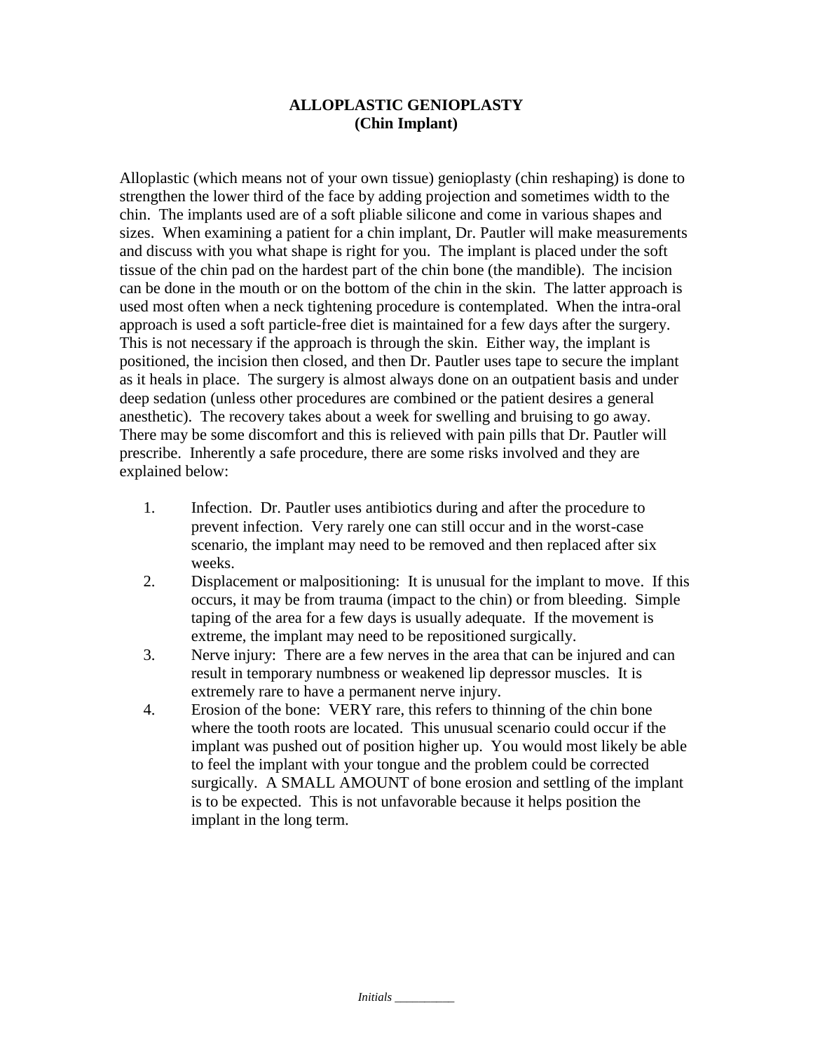# ALLOPLASTIC GENIOPLASTY
## (Chin Implant)

Alloplastic (which means not of your own tissue) genioplasty (chin reshaping) is done to strengthen the lower third of the face by adding projection and sometimes width to the chin. The implants used are of a soft pliable silicone and come in various shapes and sizes. When examining a patient for a chin implant, Dr. Pautler will make measurements and discuss with you what shape is right for you. The implant is placed under the soft tissue of the chin pad on the hardest part of the chin bone (the mandible). The incision can be done in the mouth or on the bottom of the chin in the skin. The latter approach is used most often when a neck tightening procedure is contemplated. When the intra-oral approach is used a soft particle-free diet is maintained for a few days after the surgery. This is not necessary if the approach is through the skin. Either way, the implant is positioned, the incision then closed, and then Dr. Pautler uses tape to secure the implant as it heals in place. The surgery is almost always done on an outpatient basis and under deep sedation (unless other procedures are combined or the patient desires a general anesthetic). The recovery takes about a week for swelling and bruising to go away. There may be some discomfort and this is relieved with pain pills that Dr. Pautler will prescribe. Inherently a safe procedure, there are some risks involved and they are explained below:

1. Infection. Dr. Pautler uses antibiotics during and after the procedure to prevent infection. Very rarely one can still occur and in the worst-case scenario, the implant may need to be removed and then replaced after six weeks.
2. Displacement or malpositioning: It is unusual for the implant to move. If this occurs, it may be from trauma (impact to the chin) or from bleeding. Simple taping of the area for a few days is usually adequate. If the movement is extreme, the implant may need to be repositioned surgically.
3. Nerve injury: There are a few nerves in the area that can be injured and can result in temporary numbness or weakened lip depressor muscles. It is extremely rare to have a permanent nerve injury.
4. Erosion of the bone: VERY rare, this refers to thinning of the chin bone where the tooth roots are located. This unusual scenario could occur if the implant was pushed out of position higher up. You would most likely be able to feel the implant with your tongue and the problem could be corrected surgically. A SMALL AMOUNT of bone erosion and settling of the implant is to be expected. This is not unfavorable because it helps position the implant in the long term.

*Initials* __________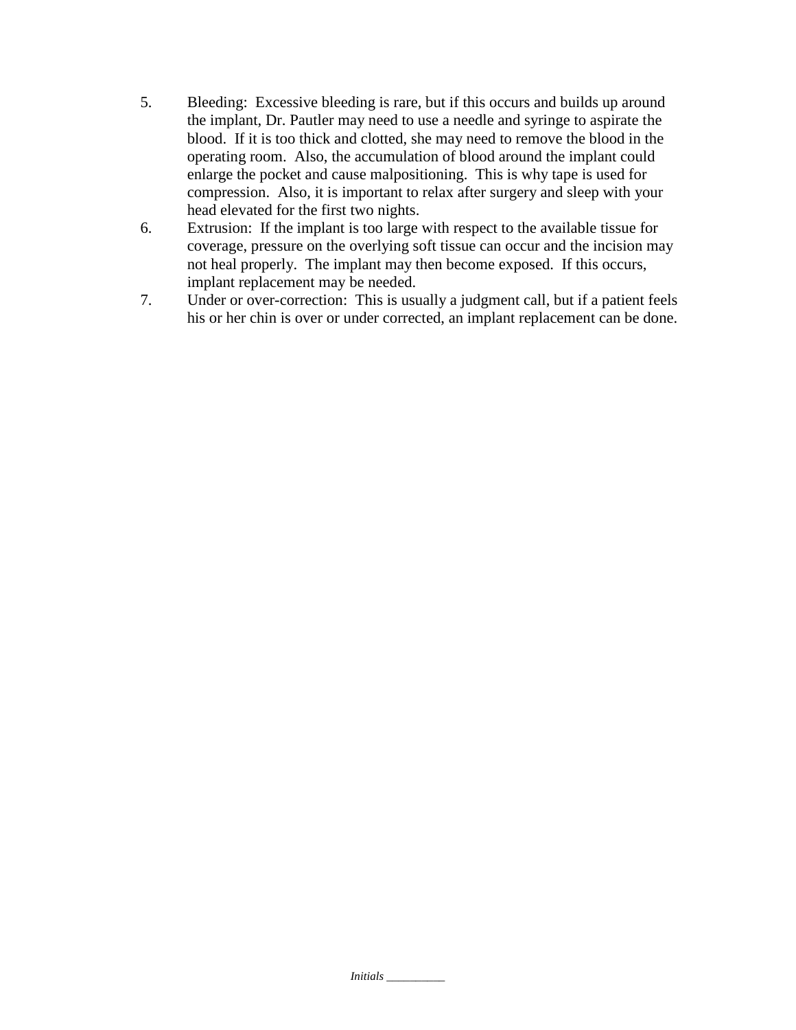5. Bleeding: Excessive bleeding is rare, but if this occurs and builds up around the implant, Dr. Pautler may need to use a needle and syringe to aspirate the blood. If it is too thick and clotted, she may need to remove the blood in the operating room. Also, the accumulation of blood around the implant could enlarge the pocket and cause malpositioning. This is why tape is used for compression. Also, it is important to relax after surgery and sleep with your head elevated for the first two nights.
6. Extrusion: If the implant is too large with respect to the available tissue for coverage, pressure on the overlying soft tissue can occur and the incision may not heal properly. The implant may then become exposed. If this occurs, implant replacement may be needed.
7. Under or over-correction: This is usually a judgment call, but if a patient feels his or her chin is over or under corrected, an implant replacement can be done.

*Initials* __________